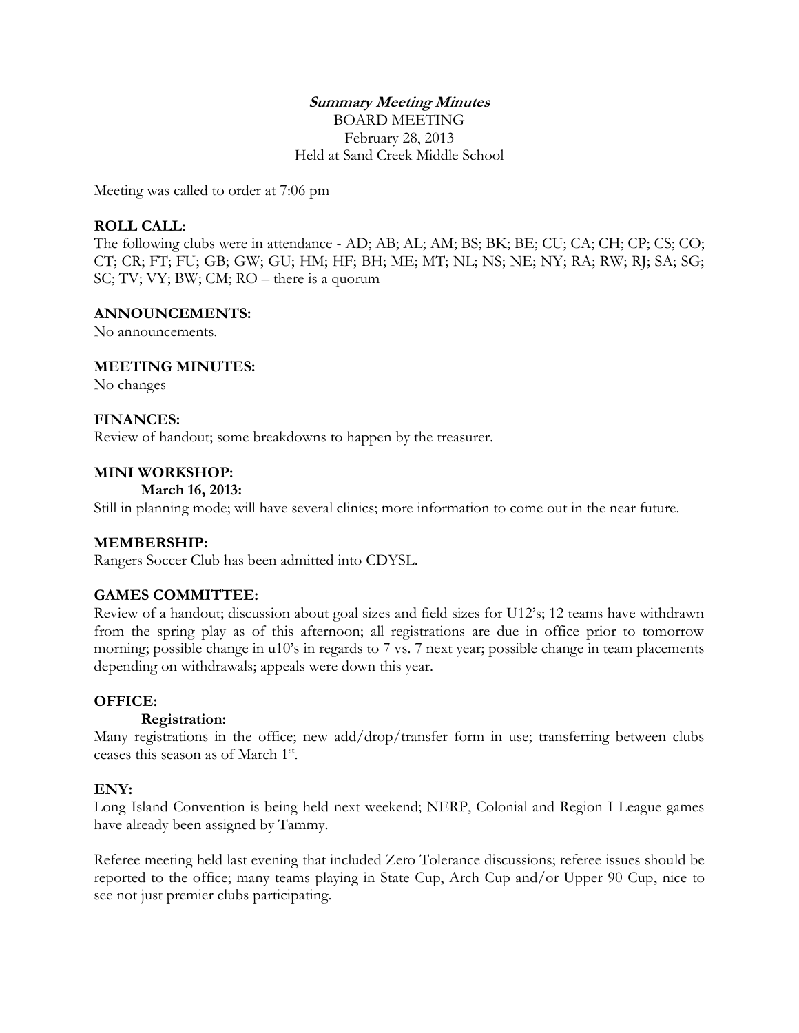***Summary Meeting Minutes***

BOARD MEETING

February 28, 2013

Held at Sand Creek Middle School

Meeting was called to order at 7:06 pm

**ROLL CALL:**

The following clubs were in attendance - AD; AB; AL; AM; BS; BK; BE; CU; CA; CH; CP; CS; CO; CT; CR; FT; FU; GB; GW; GU; HM; HF; BH; ME; MT; NL; NS; NE; NY; RA; RW; RJ; SA; SG; SC; TV; VY; BW; CM; RO – there is a quorum

**ANNOUNCEMENTS:**

No announcements.

**MEETING MINUTES:**

No changes

**FINANCES:**

Review of handout; some breakdowns to happen by the treasurer.

**MINI WORKSHOP:**

**March 16, 2013:**

Still in planning mode; will have several clinics; more information to come out in the near future.

**MEMBERSHIP:**

Rangers Soccer Club has been admitted into CDYSL.

**GAMES COMMITTEE:**

Review of a handout; discussion about goal sizes and field sizes for U12's; 12 teams have withdrawn from the spring play as of this afternoon; all registrations are due in office prior to tomorrow morning; possible change in u10's in regards to 7 vs. 7 next year; possible change in team placements depending on withdrawals; appeals were down this year.

**OFFICE:**

**Registration:**

Many registrations in the office; new add/drop/transfer form in use; transferring between clubs ceases this season as of March 1st.

**ENY:**

Long Island Convention is being held next weekend; NERP, Colonial and Region I League games have already been assigned by Tammy.

Referee meeting held last evening that included Zero Tolerance discussions; referee issues should be reported to the office; many teams playing in State Cup, Arch Cup and/or Upper 90 Cup, nice to see not just premier clubs participating.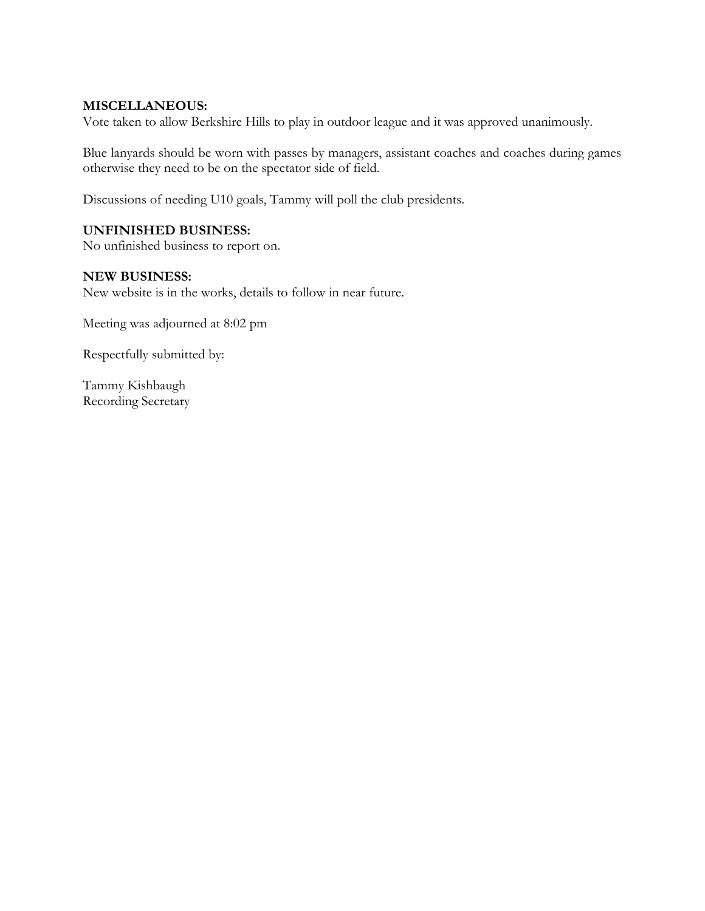**MISCELLANEOUS:**
Vote taken to allow Berkshire Hills to play in outdoor league and it was approved unanimously.

Blue lanyards should be worn with passes by managers, assistant coaches and coaches during games otherwise they need to be on the spectator side of field.

Discussions of needing U10 goals, Tammy will poll the club presidents.

**UNFINISHED BUSINESS:**
No unfinished business to report on.

**NEW BUSINESS:**
New website is in the works, details to follow in near future.

Meeting was adjourned at 8:02 pm

Respectfully submitted by:

Tammy Kishbaugh
Recording Secretary